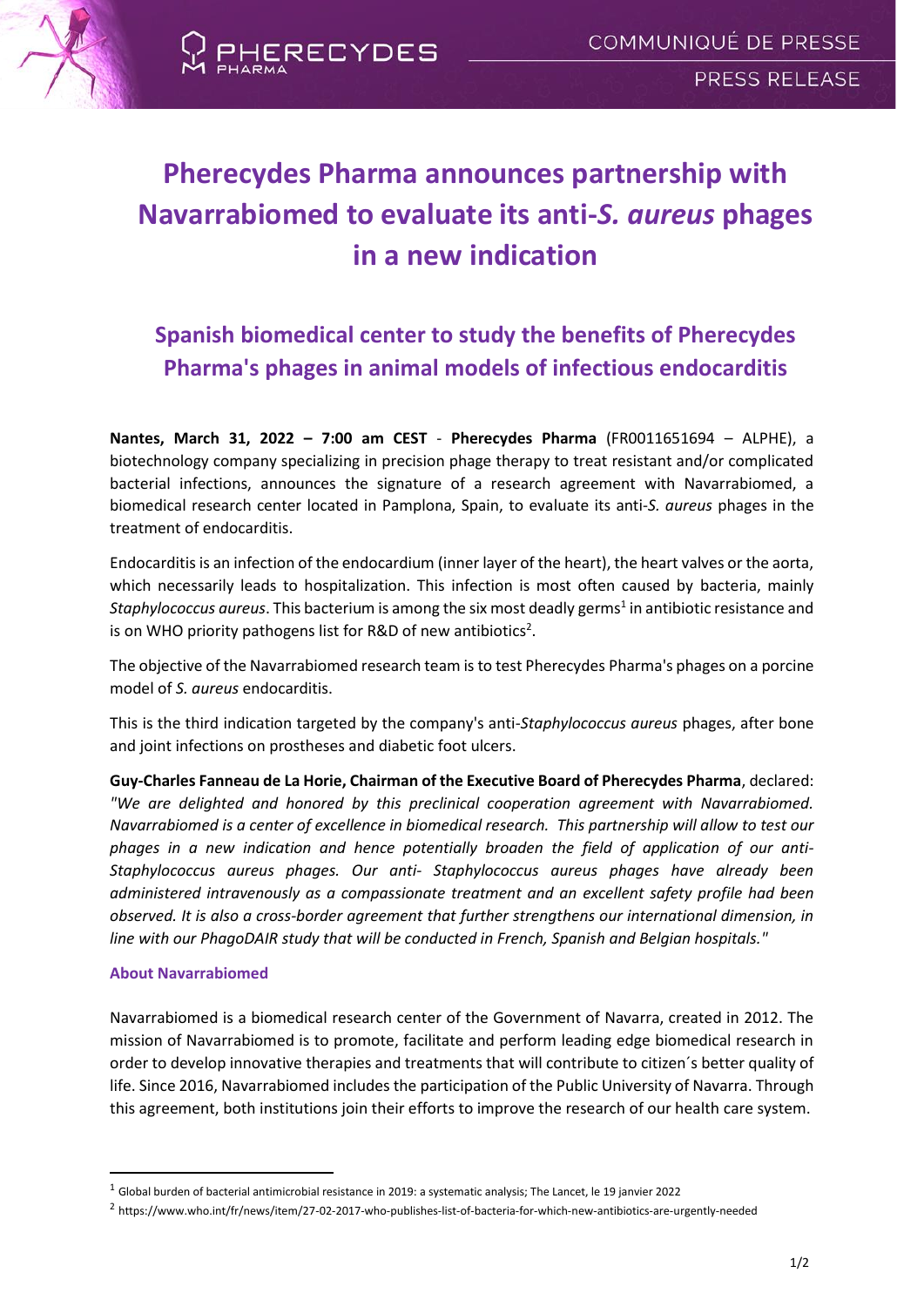# Pherecydes Pharma announces partnership with Navarrabiomed to evaluate its anti-*S. aureus* phages in a new indication

## Spanish biomedical center to study the benefits of Pherecydes Pharma's phages in animal models of infectious endocarditis

**Nantes, March 31, 2022 – 7:00 am CEST** - **Pherecydes Pharma** (FR0011651694 – ALPHE), a biotechnology company specializing in precision phage therapy to treat resistant and/or complicated bacterial infections, announces the signature of a research agreement with Navarrabiomed, a biomedical research center located in Pamplona, Spain, to evaluate its anti-*S. aureus* phages in the treatment of endocarditis.

Endocarditis is an infection of the endocardium (inner layer of the heart), the heart valves or the aorta, which necessarily leads to hospitalization. This infection is most often caused by bacteria, mainly *Staphylococcus aureus*. This bacterium is among the six most deadly germs[1] in antibiotic resistance and is on WHO priority pathogens list for R&D of new antibiotics[2].

The objective of the Navarrabiomed research team is to test Pherecydes Pharma's phages on a porcine model of *S. aureus* endocarditis.

This is the third indication targeted by the company's anti-*Staphylococcus aureus* phages, after bone and joint infections on prostheses and diabetic foot ulcers.

**Guy-Charles Fanneau de La Horie, Chairman of the Executive Board of Pherecydes Pharma**, declared: *"We are delighted and honored by this preclinical cooperation agreement with Navarrabiomed. Navarrabiomed is a center of excellence in biomedical research. This partnership will allow to test our phages in a new indication and hence potentially broaden the field of application of our anti-Staphylococcus aureus phages. Our anti- Staphylococcus aureus phages have already been administered intravenously as a compassionate treatment and an excellent safety profile had been observed. It is also a cross-border agreement that further strengthens our international dimension, in line with our PhagoDAIR study that will be conducted in French, Spanish and Belgian hospitals."*

### About Navarrabiomed

Navarrabiomed is a biomedical research center of the Government of Navarra, created in 2012. The mission of Navarrabiomed is to promote, facilitate and perform leading edge biomedical research in order to develop innovative therapies and treatments that will contribute to citizen´s better quality of life. Since 2016, Navarrabiomed includes the participation of the Public University of Navarra. Through this agreement, both institutions join their efforts to improve the research of our health care system.

[1] Global burden of bacterial antimicrobial resistance in 2019: a systematic analysis; The Lancet, le 19 janvier 2022

[2] https://www.who.int/fr/news/item/27-02-2017-who-publishes-list-of-bacteria-for-which-new-antibiotics-are-urgently-needed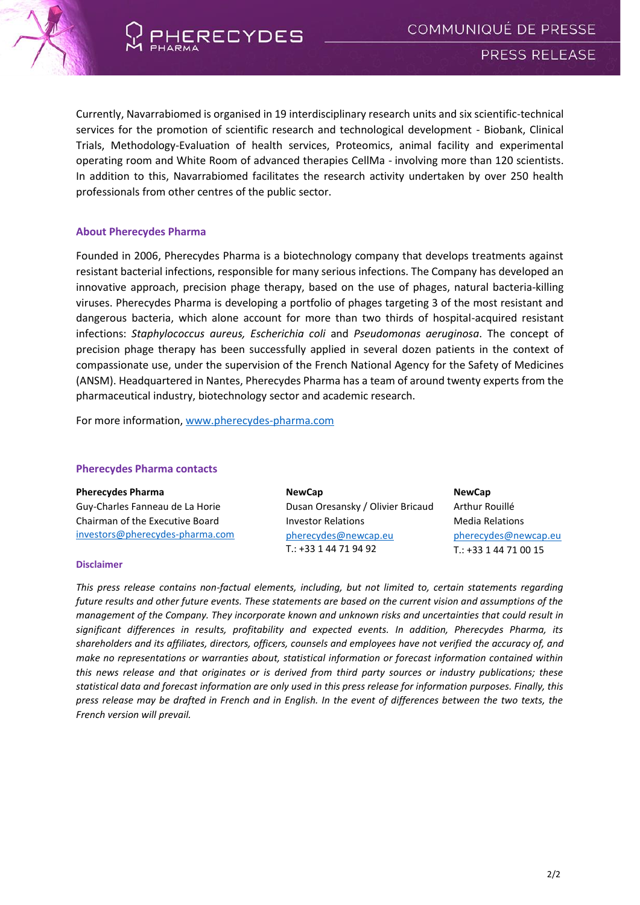Currently, Navarrabiomed is organised in 19 interdisciplinary research units and six scientific-technical services for the promotion of scientific research and technological development - Biobank, Clinical Trials, Methodology-Evaluation of health services, Proteomics, animal facility and experimental operating room and White Room of advanced therapies CellMa - involving more than 120 scientists. In addition to this, Navarrabiomed facilitates the research activity undertaken by over 250 health professionals from other centres of the public sector.

### About Pherecydes Pharma

Founded in 2006, Pherecydes Pharma is a biotechnology company that develops treatments against resistant bacterial infections, responsible for many serious infections. The Company has developed an innovative approach, precision phage therapy, based on the use of phages, natural bacteria-killing viruses. Pherecydes Pharma is developing a portfolio of phages targeting 3 of the most resistant and dangerous bacteria, which alone account for more than two thirds of hospital-acquired resistant infections: *Staphylococcus aureus, Escherichia coli* and *Pseudomonas aeruginosa*. The concept of precision phage therapy has been successfully applied in several dozen patients in the context of compassionate use, under the supervision of the French National Agency for the Safety of Medicines (ANSM). Headquartered in Nantes, Pherecydes Pharma has a team of around twenty experts from the pharmaceutical industry, biotechnology sector and academic research.

For more information, www.pherecydes-pharma.com

### Pherecydes Pharma contacts

**Pherecydes Pharma**
Guy-Charles Fanneau de La Horie
Chairman of the Executive Board
investors@pherecydes-pharma.com

**NewCap**
Dusan Oresansky / Olivier Bricaud
Investor Relations
pherecydes@newcap.eu
T.: +33 1 44 71 94 92

**NewCap**
Arthur Rouillé
Media Relations
pherecydes@newcap.eu
T.: +33 1 44 71 00 15

### Disclaimer

*This press release contains non-factual elements, including, but not limited to, certain statements regarding future results and other future events. These statements are based on the current vision and assumptions of the management of the Company. They incorporate known and unknown risks and uncertainties that could result in significant differences in results, profitability and expected events. In addition, Pherecydes Pharma, its shareholders and its affiliates, directors, officers, counsels and employees have not verified the accuracy of, and make no representations or warranties about, statistical information or forecast information contained within this news release and that originates or is derived from third party sources or industry publications; these statistical data and forecast information are only used in this press release for information purposes. Finally, this press release may be drafted in French and in English. In the event of differences between the two texts, the French version will prevail.*